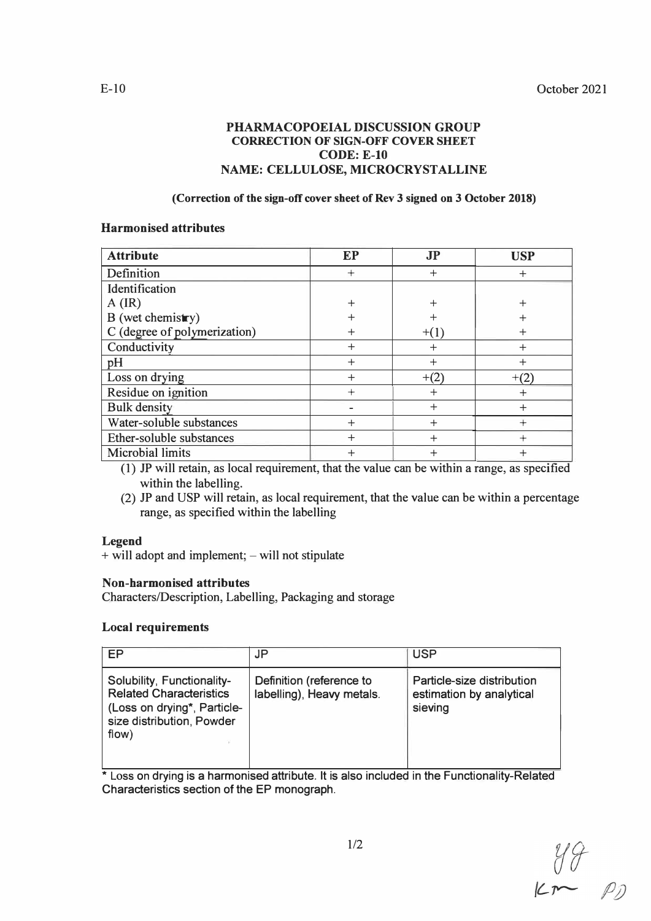E-10

October 2021

**PHARMACOPOEIAL DISCUSSION GROUP**
**CORRECTION OF SIGN-OFF COVER SHEET**
**CODE: E-10**
**NAME: CELLULOSE, MICROCRYSTALLINE**

**(Correction of the sign-off cover sheet of Rev 3 signed on 3 October 2018)**

### Harmonised attributes

| Attribute | EP | JP | USP |
|---|---|---|---|
| Definition | + | + | + |
| Identification | | | |
| A (IR) | + | + | + |
| B (wet chemistry) | + | + | + |
| C (degree of polymerization) | + | +(1) | + |
| Conductivity | + | + | + |
| pH | + | + | + |
| Loss on drying | + | +(2) | +(2) |
| Residue on ignition | + | + | + |
| Bulk density | - | + | + |
| Water-soluble substances | + | + | + |
| Ether-soluble substances | + | + | + |
| Microbial limits | + | + | + |

(1) JP will retain, as local requirement, that the value can be within a range, as specified within the labelling.
(2) JP and USP will retain, as local requirement, that the value can be within a percentage range, as specified within the labelling

### Legend

+ will adopt and implement; – will not stipulate

### Non-harmonised attributes

Characters/Description, Labelling, Packaging and storage

### Local requirements

| EP | JP | USP |
|---|---|---|
| Solubility, Functionality-Related Characteristics (Loss on drying*, Particle-size distribution, Powder flow) | Definition (reference to labelling), Heavy metals. | Particle-size distribution estimation by analytical sieving |

* Loss on drying is a harmonised attribute. It is also included in the Functionality-Related Characteristics section of the EP monograph.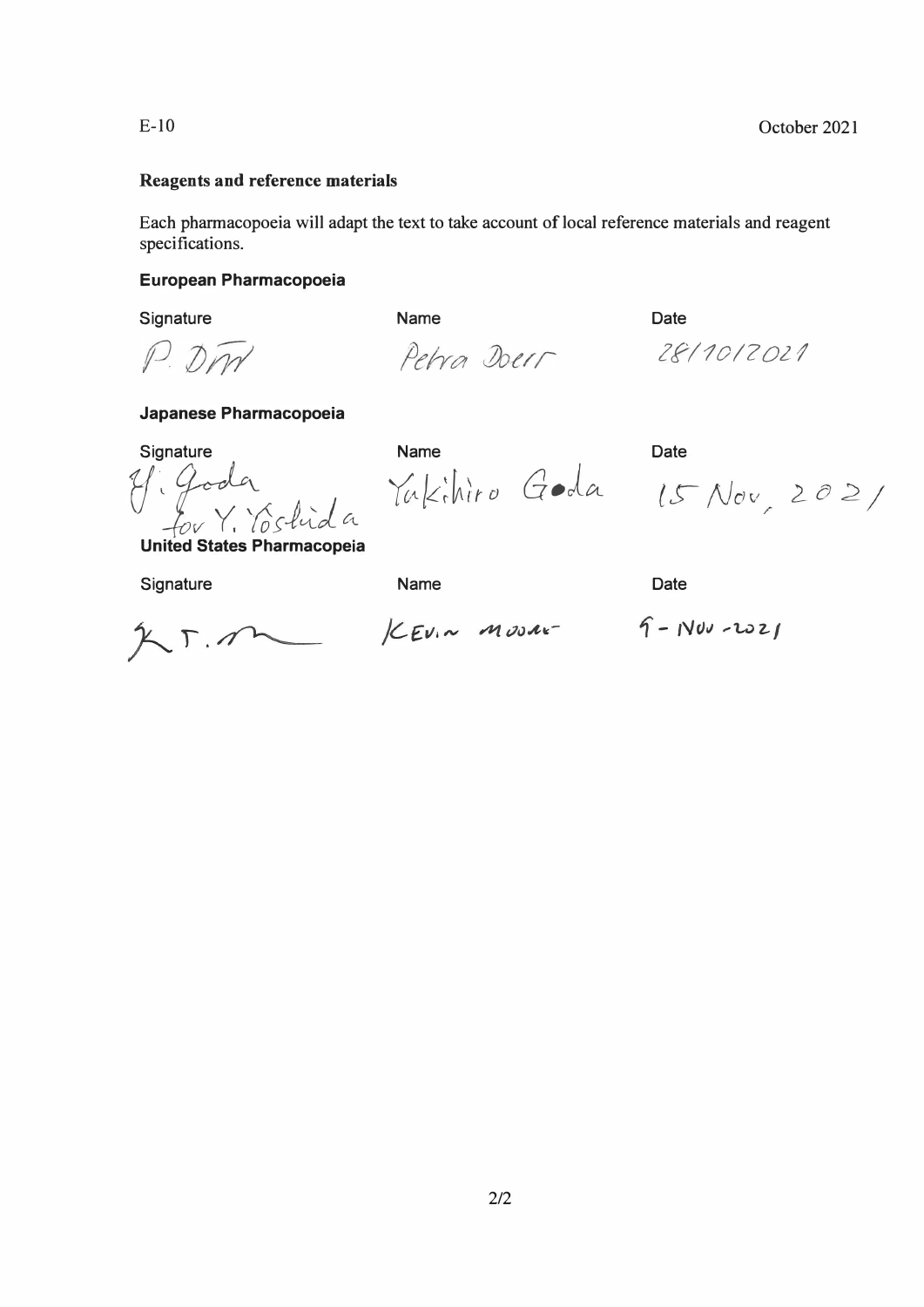**Reagents and reference materials**

Each pharmacopoeia will adapt the text to take account of local reference materials and reagent specifications.

**European Pharmacopoeia**

| Signature | Name | Date |
| --- | --- | --- |
| P. Dörr | Petra Doerr | 28/10/2021 |

**Japanese Pharmacopoeia**

| Signature | Name | Date |
| --- | --- | --- |
| Y. Goda for Y. Yoshida | Yukihiro Goda | 15 Nov, 2021 |

**United States Pharmacopeia**

| Signature | Name | Date |
| --- | --- | --- |
| K.T.M | KEVIN MOORE | 9-NOV-2021 |